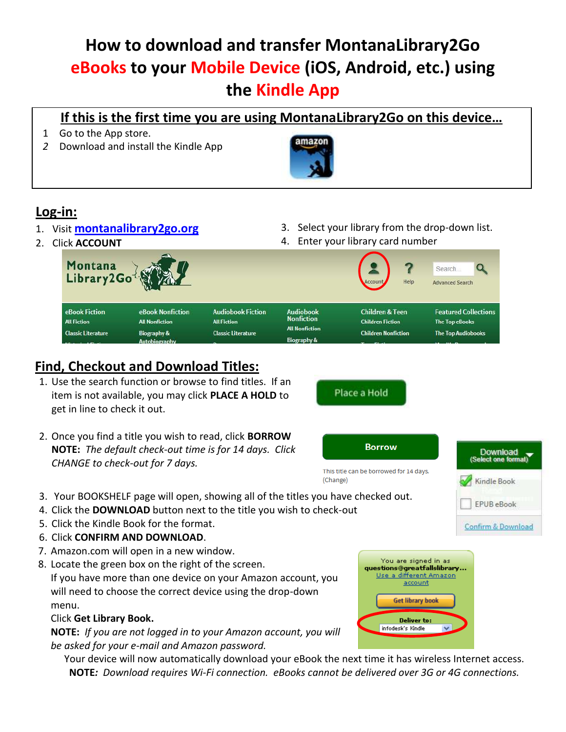# How to download and transfer MontanaLibrary2Go eBooks to your Mobile Device (iOS, Android, etc.) using the Kindle App

## If this is the first time you are using MontanaLibrary2Go on this device…

1. Go to the App store.
2. Download and install the Kindle App

## Log-in:

1. Visit [montanalibrary2go.org](http://montanalibrary2go.org)
2. Click **ACCOUNT**
3. Select your library from the drop-down list.
4. Enter your library card number

## Find, Checkout and Download Titles:

1. Use the search function or browse to find titles. If an item is not available, you may click **PLACE A HOLD** to get in line to check it out.
2. Once you find a title you wish to read, click **BORROW**
   **NOTE:** *The default check-out time is for 14 days. Click CHANGE to check-out for 7 days.*
3. Your BOOKSHELF page will open, showing all of the titles you have checked out.
4. Click the **DOWNLOAD** button next to the title you wish to check-out
5. Click the Kindle Book for the format.
6. Click **CONFIRM AND DOWNLOAD**.
7. Amazon.com will open in a new window.
8. Locate the green box on the right of the screen.
   If you have more than one device on your Amazon account, you will need to choose the correct device using the drop-down menu.
   Click **Get Library Book.**
   **NOTE:** *If you are not logged in to your Amazon account, you will be asked for your e-mail and Amazon password.*

Your device will now automatically download your eBook the next time it has wireless Internet access.

**NOTE:** *Download requires Wi-Fi connection. eBooks cannot be delivered over 3G or 4G connections.*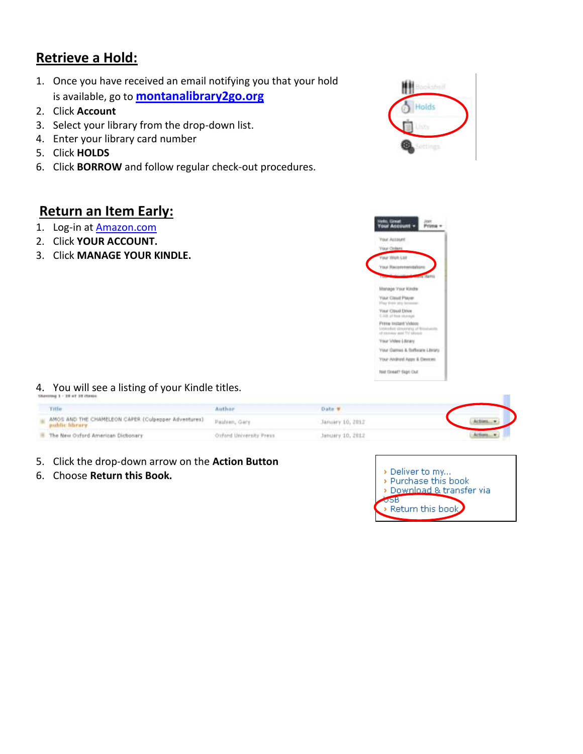## Retrieve a Hold:

1. Once you have received an email notifying you that your hold is available, go to **montanalibrary2go.org**
2. Click **Account**
3. Select your library from the drop-down list.
4. Enter your library card number
5. Click **HOLDS**
6. Click **BORROW** and follow regular check-out procedures.

## Return an Item Early:

1. Log-in at Amazon.com
2. Click **YOUR ACCOUNT.**
3. Click **MANAGE YOUR KINDLE.**
4. You will see a listing of your Kindle titles.
5. Click the drop-down arrow on the **Action Button**
6. Choose **Return this Book.**